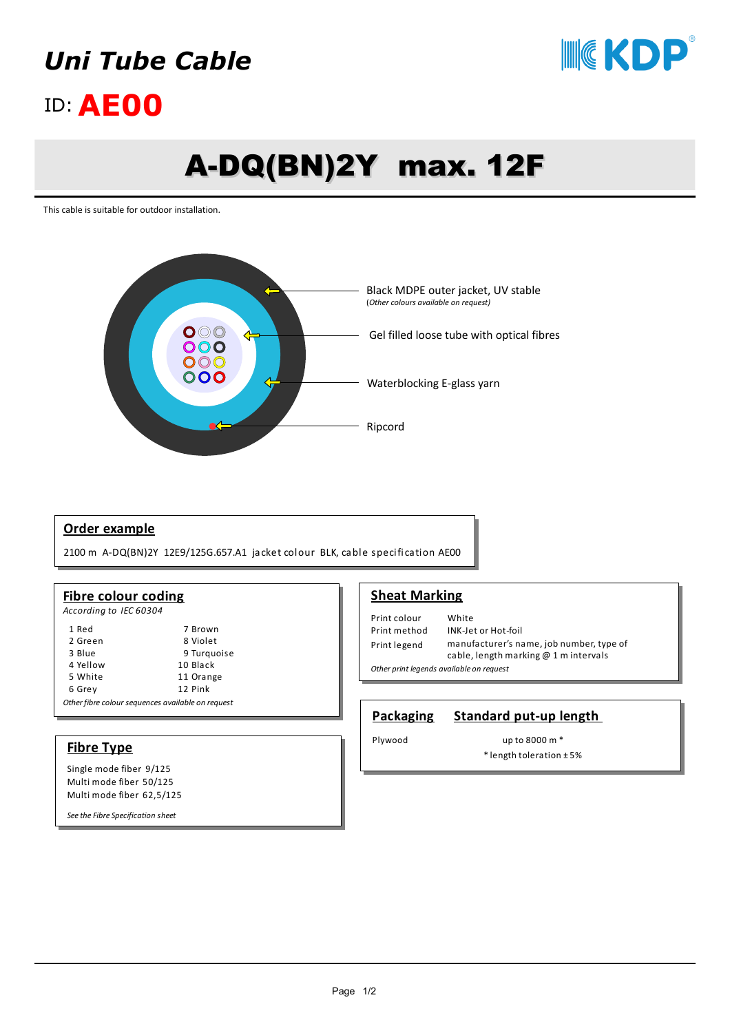# *Uni Tube Cable*

ID: **AE00**

# A-DQ(BN)2Y max. 12F

This cable is suitable for outdoor installation.

Black MDPE outer jacket, UV stable
*(Other colours available on request)*

Gel filled loose tube with optical fibres

Waterblocking E-glass yarn

Ripcord

## Order example

2100 m A-DQ(BN)2Y 12E9/125G.657.A1 jacket colour BLK, cable specification AE00

## Fibre colour coding

*According to IEC 60304*

| | |
|---|---|
| 1 Red | 7 Brown |
| 2 Green | 8 Violet |
| 3 Blue | 9 Turquoise |
| 4 Yellow | 10 Black |
| 5 White | 11 Orange |
| 6 Grey | 12 Pink |

*Other fibre colour sequences available on request*

## Fibre Type

Single mode fiber 9/125
Multi mode fiber 50/125
Multi mode fiber 62,5/125

*See the Fibre Specification sheet*

## Sheat Marking

| | |
|---|---|
| Print colour | White |
| Print method | INK-Jet or Hot-foil |
| Print legend | manufacturer's name, job number, type of cable, length marking @ 1 m intervals |

*Other print legends available on request*

## Packaging — Standard put-up length

| Packaging | Standard put-up length |
|---|---|
| Plywood | up to 8000 m * |

\* length toleration ± 5%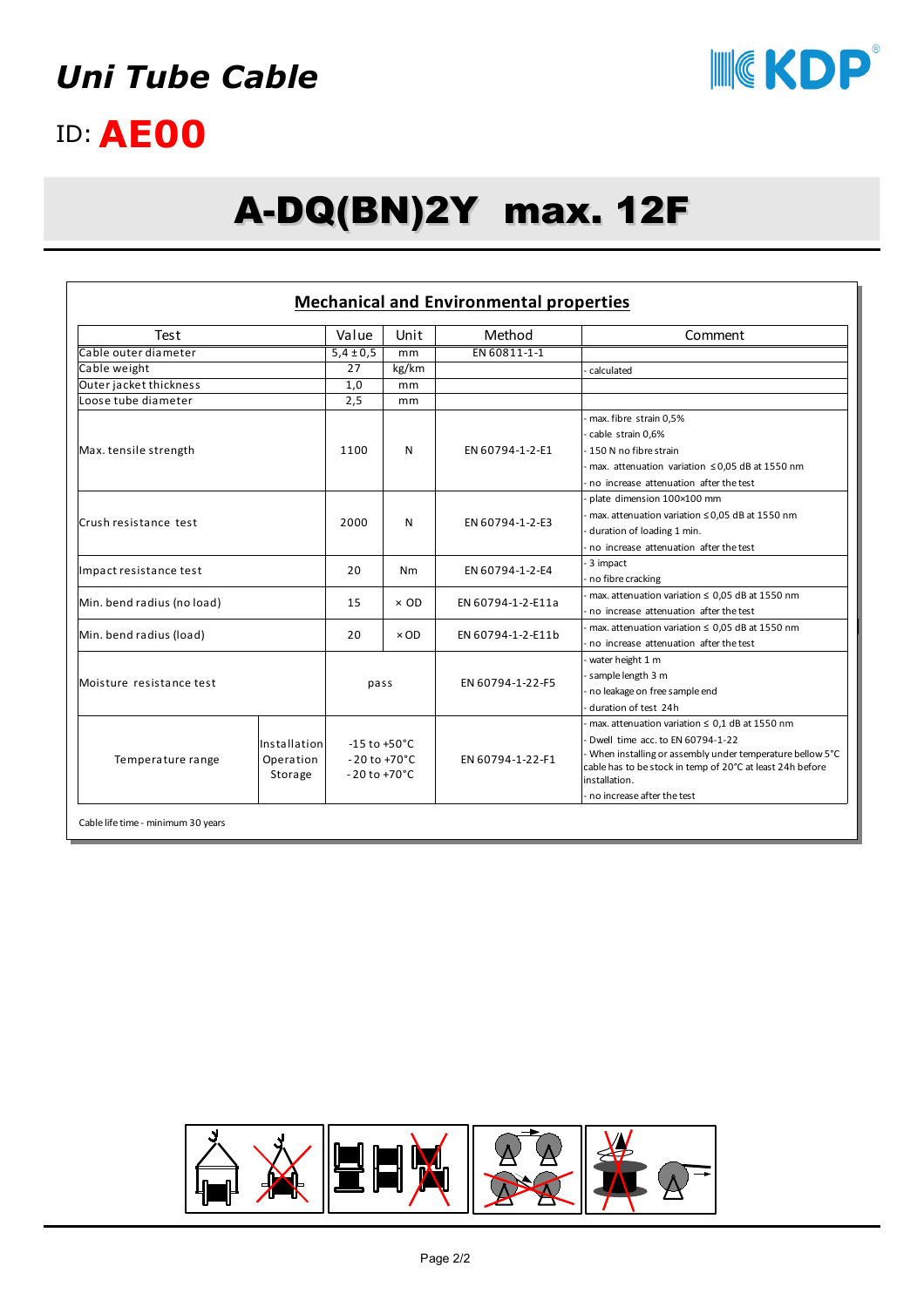# *Uni Tube Cable*

ID: **AE00**

# A-DQ(BN)2Y max. 12F

## Mechanical and Environmental properties

| Test | | Value | Unit | Method | Comment |
|---|---|---|---|---|---|
| Cable outer diameter | | 5,4 ± 0,5 | mm | EN 60811-1-1 | |
| Cable weight | | 27 | kg/km | | - calculated |
| Outer jacket thickness | | 1,0 | mm | | |
| Loose tube diameter | | 2,5 | mm | | |
| Max. tensile strength | | 1100 | N | EN 60794-1-2-E1 | - max. fibre strain 0,5%<br>- cable strain 0,6%<br>- 150 N no fibre strain<br>- max. attenuation variation ≤ 0,05 dB at 1550 nm<br>- no increase attenuation after the test |
| Crush resistance test | | 2000 | N | EN 60794-1-2-E3 | - plate dimension 100×100 mm<br>- max. attenuation variation ≤ 0,05 dB at 1550 nm<br>- duration of loading 1 min.<br>- no increase attenuation after the test |
| Impact resistance test | | 20 | Nm | EN 60794-1-2-E4 | - 3 impact<br>- no fibre cracking |
| Min. bend radius (no load) | | 15 | × OD | EN 60794-1-2-E11a | - max. attenuation variation ≤ 0,05 dB at 1550 nm<br>- no increase attenuation after the test |
| Min. bend radius (load) | | 20 | × OD | EN 60794-1-2-E11b | - max. attenuation variation ≤ 0,05 dB at 1550 nm<br>- no increase attenuation after the test |
| Moisture resistance test | | pass | | EN 60794-1-22-F5 | - water height 1 m<br>- sample length 3 m<br>- no leakage on free sample end<br>- duration of test 24h |
| Temperature range | Installation<br>Operation<br>Storage | -15 to +50°C<br>-20 to +70°C<br>-20 to +70°C | | EN 60794-1-22-F1 | - max. attenuation variation ≤ 0,1 dB at 1550 nm<br>- Dwell time acc. to EN 60794-1-22<br>- When installing or assembly under temperature bellow 5°C cable has to be stock in temp of 20°C at least 24h before installation.<br>- no increase after the test |

Cable life time - minimum 30 years